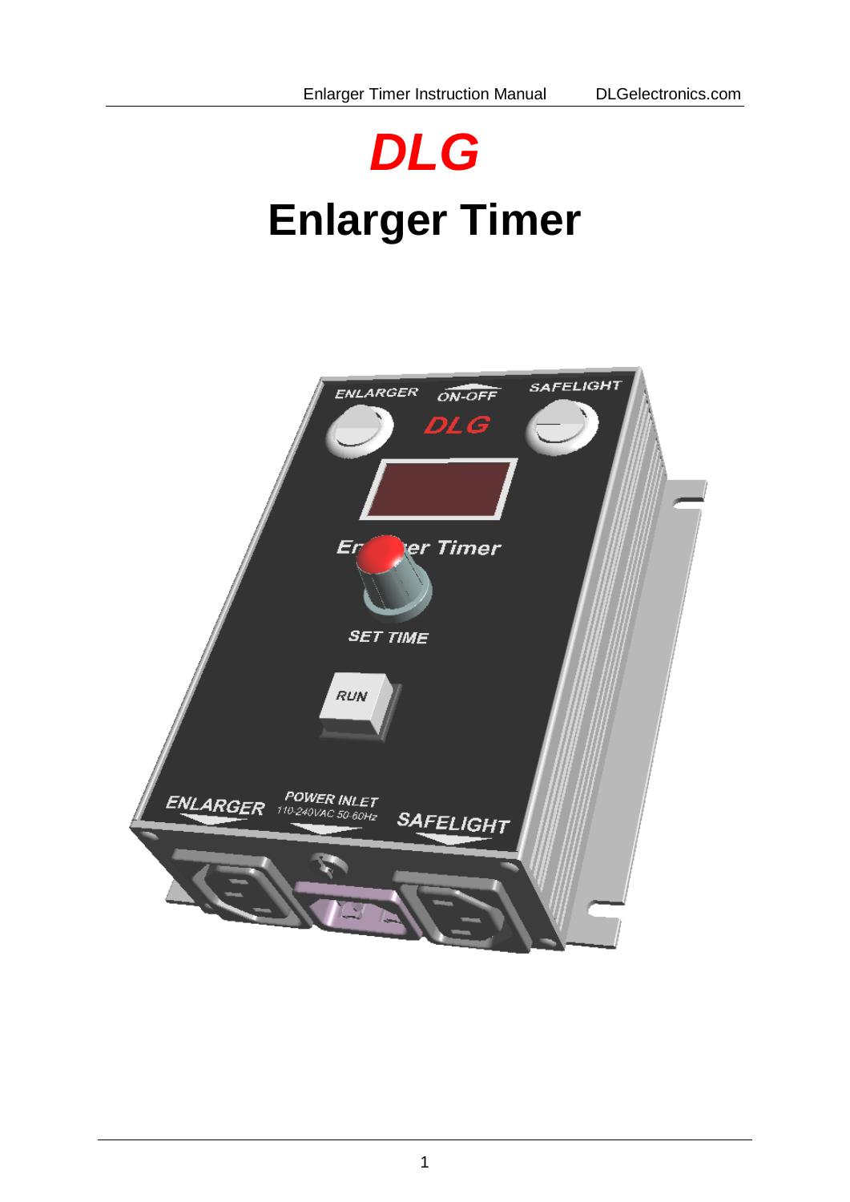# *DLG*

# Enlarger Timer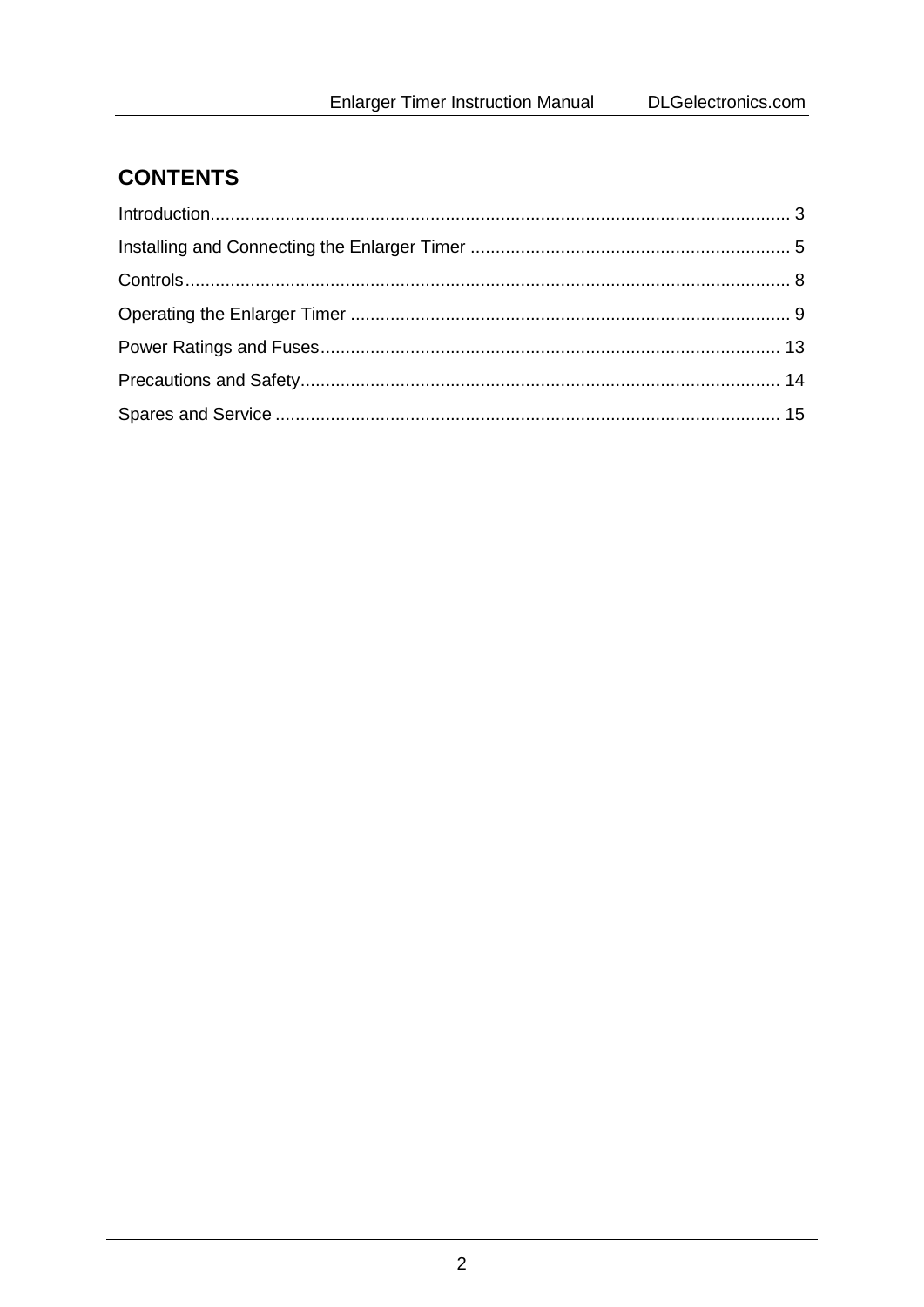## CONTENTS

Introduction.................................................................................................................... 3

Installing and Connecting the Enlarger Timer ................................................................. 5

Controls......................................................................................................................... 8

Operating the Enlarger Timer ........................................................................................ 9

Power Ratings and Fuses............................................................................................ 13

Precautions and Safety................................................................................................ 14

Spares and Service ..................................................................................................... 15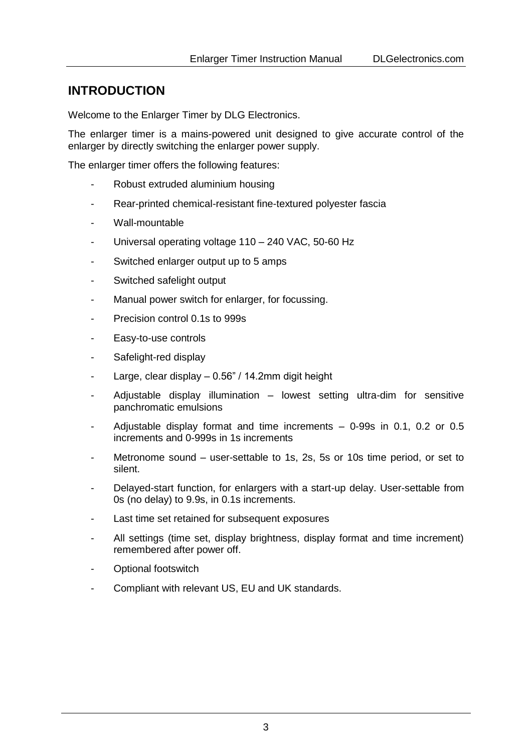## INTRODUCTION

Welcome to the Enlarger Timer by DLG Electronics.

The enlarger timer is a mains-powered unit designed to give accurate control of the enlarger by directly switching the enlarger power supply.

The enlarger timer offers the following features:

- Robust extruded aluminium housing
- Rear-printed chemical-resistant fine-textured polyester fascia
- Wall-mountable
- Universal operating voltage 110 – 240 VAC, 50-60 Hz
- Switched enlarger output up to 5 amps
- Switched safelight output
- Manual power switch for enlarger, for focussing.
- Precision control 0.1s to 999s
- Easy-to-use controls
- Safelight-red display
- Large, clear display – 0.56" / 14.2mm digit height
- Adjustable display illumination – lowest setting ultra-dim for sensitive panchromatic emulsions
- Adjustable display format and time increments – 0-99s in 0.1, 0.2 or 0.5 increments and 0-999s in 1s increments
- Metronome sound – user-settable to 1s, 2s, 5s or 10s time period, or set to silent.
- Delayed-start function, for enlargers with a start-up delay. User-settable from 0s (no delay) to 9.9s, in 0.1s increments.
- Last time set retained for subsequent exposures
- All settings (time set, display brightness, display format and time increment) remembered after power off.
- Optional footswitch
- Compliant with relevant US, EU and UK standards.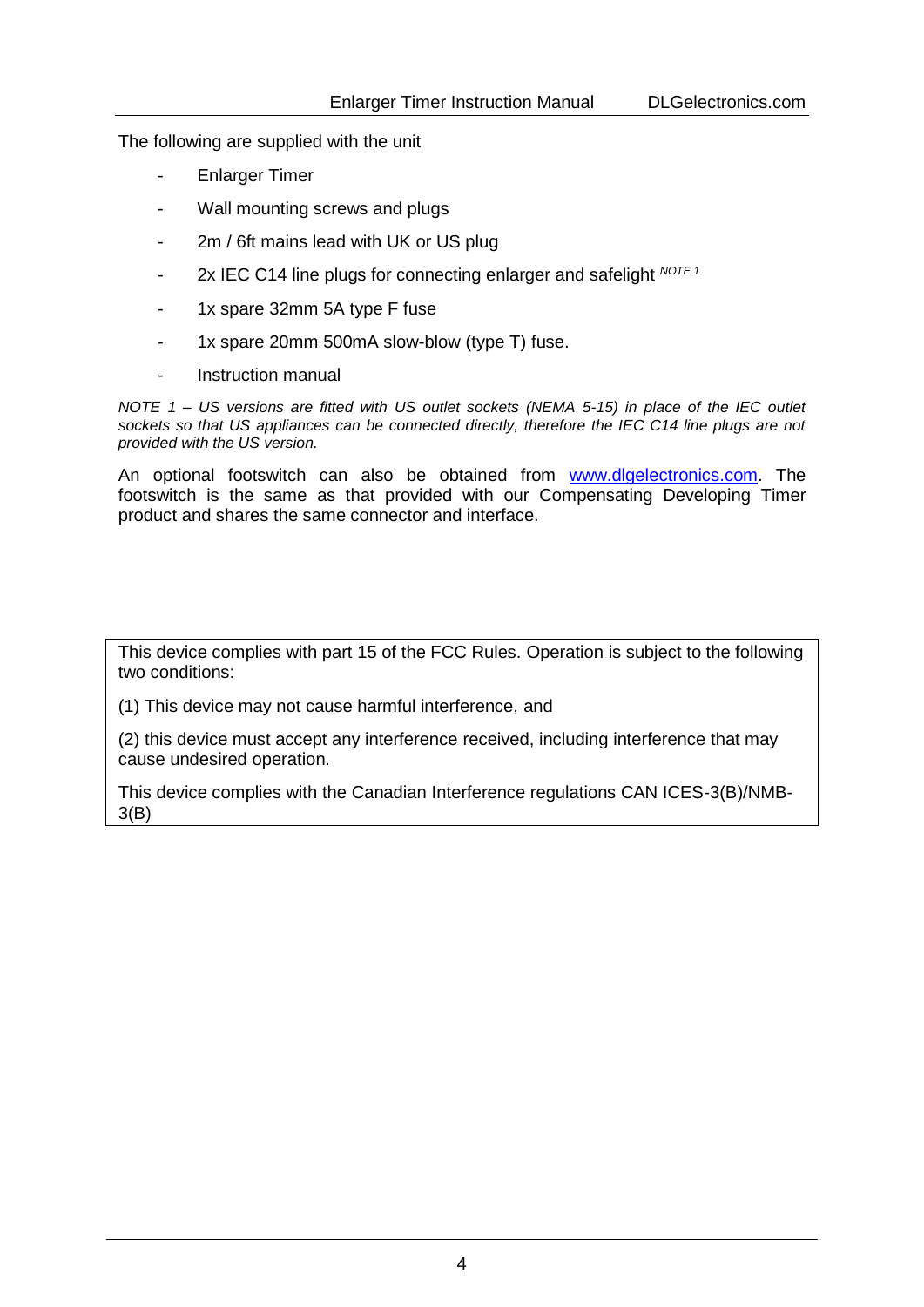The following are supplied with the unit

- Enlarger Timer
- Wall mounting screws and plugs
- 2m / 6ft mains lead with UK or US plug
- 2x IEC C14 line plugs for connecting enlarger and safelight [NOTE 1]
- 1x spare 32mm 5A type F fuse
- 1x spare 20mm 500mA slow-blow (type T) fuse.
- Instruction manual

*NOTE 1 – US versions are fitted with US outlet sockets (NEMA 5-15) in place of the IEC outlet sockets so that US appliances can be connected directly, therefore the IEC C14 line plugs are not provided with the US version.*

An optional footswitch can also be obtained from [www.dlgelectronics.com](http://www.dlgelectronics.com). The footswitch is the same as that provided with our Compensating Developing Timer product and shares the same connector and interface.

> This device complies with part 15 of the FCC Rules. Operation is subject to the following two conditions:
>
> (1) This device may not cause harmful interference, and
>
> (2) this device must accept any interference received, including interference that may cause undesired operation.
>
> This device complies with the Canadian Interference regulations CAN ICES-3(B)/NMB-3(B)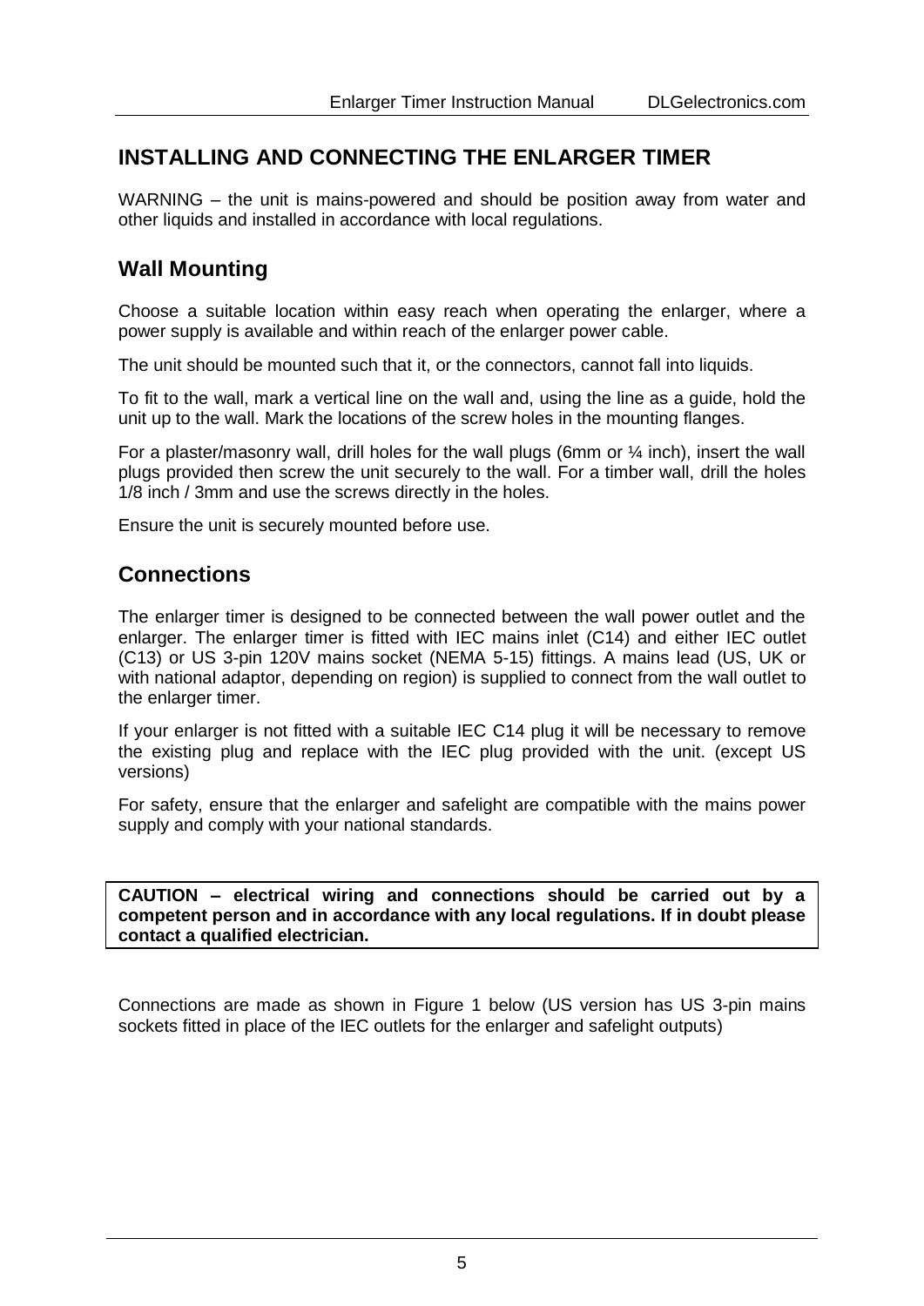## INSTALLING AND CONNECTING THE ENLARGER TIMER

WARNING – the unit is mains-powered and should be position away from water and other liquids and installed in accordance with local regulations.

## Wall Mounting

Choose a suitable location within easy reach when operating the enlarger, where a power supply is available and within reach of the enlarger power cable.

The unit should be mounted such that it, or the connectors, cannot fall into liquids.

To fit to the wall, mark a vertical line on the wall and, using the line as a guide, hold the unit up to the wall. Mark the locations of the screw holes in the mounting flanges.

For a plaster/masonry wall, drill holes for the wall plugs (6mm or ¼ inch), insert the wall plugs provided then screw the unit securely to the wall. For a timber wall, drill the holes 1/8 inch / 3mm and use the screws directly in the holes.

Ensure the unit is securely mounted before use.

## Connections

The enlarger timer is designed to be connected between the wall power outlet and the enlarger. The enlarger timer is fitted with IEC mains inlet (C14) and either IEC outlet (C13) or US 3-pin 120V mains socket (NEMA 5-15) fittings. A mains lead (US, UK or with national adaptor, depending on region) is supplied to connect from the wall outlet to the enlarger timer.

If your enlarger is not fitted with a suitable IEC C14 plug it will be necessary to remove the existing plug and replace with the IEC plug provided with the unit. (except US versions)

For safety, ensure that the enlarger and safelight are compatible with the mains power supply and comply with your national standards.

**CAUTION – electrical wiring and connections should be carried out by a competent person and in accordance with any local regulations. If in doubt please contact a qualified electrician.**

Connections are made as shown in Figure 1 below (US version has US 3-pin mains sockets fitted in place of the IEC outlets for the enlarger and safelight outputs)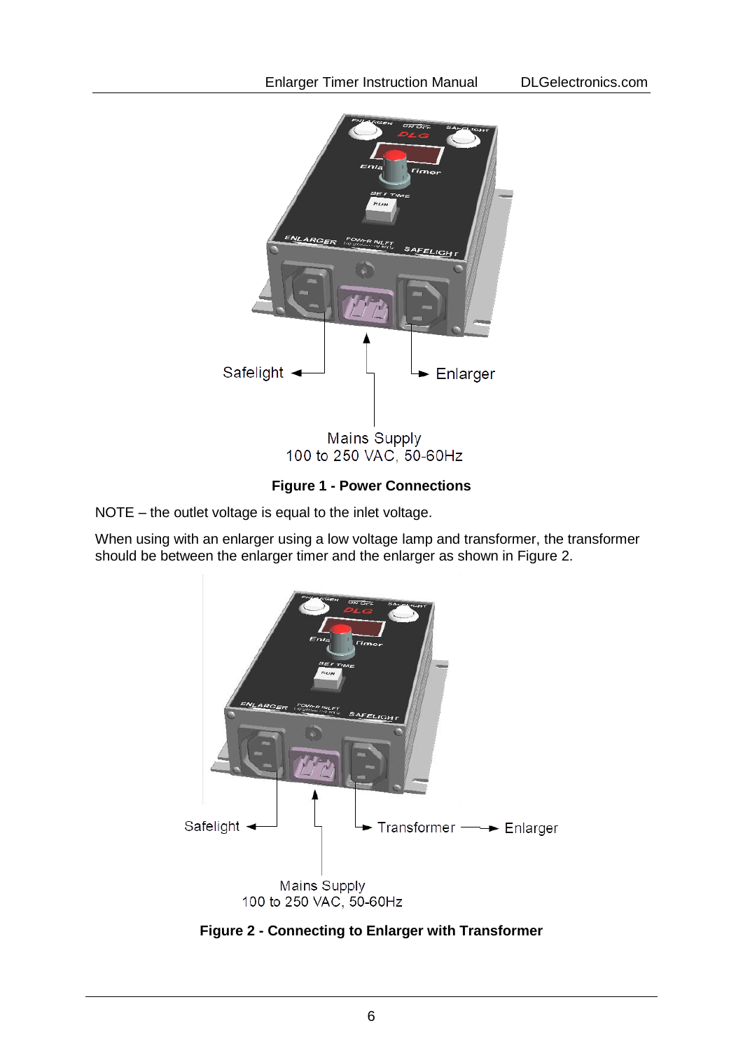Safelight

Enlarger

Mains Supply
100 to 250 VAC, 50-60Hz

**Figure 1 - Power Connections**

NOTE – the outlet voltage is equal to the inlet voltage.

When using with an enlarger using a low voltage lamp and transformer, the transformer should be between the enlarger timer and the enlarger as shown in Figure 2.

Safelight

Transformer → Enlarger

Mains Supply
100 to 250 VAC, 50-60Hz

**Figure 2 - Connecting to Enlarger with Transformer**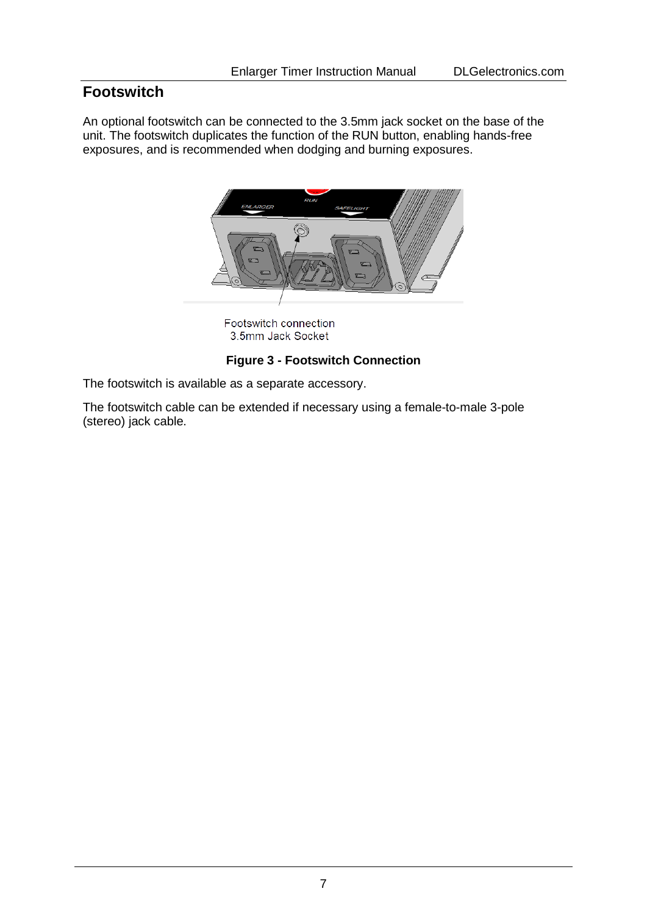## Footswitch

An optional footswitch can be connected to the 3.5mm jack socket on the base of the unit. The footswitch duplicates the function of the RUN button, enabling hands-free exposures, and is recommended when dodging and burning exposures.

Footswitch connection
3.5mm Jack Socket

**Figure 3 - Footswitch Connection**

The footswitch is available as a separate accessory.

The footswitch cable can be extended if necessary using a female-to-male 3-pole (stereo) jack cable.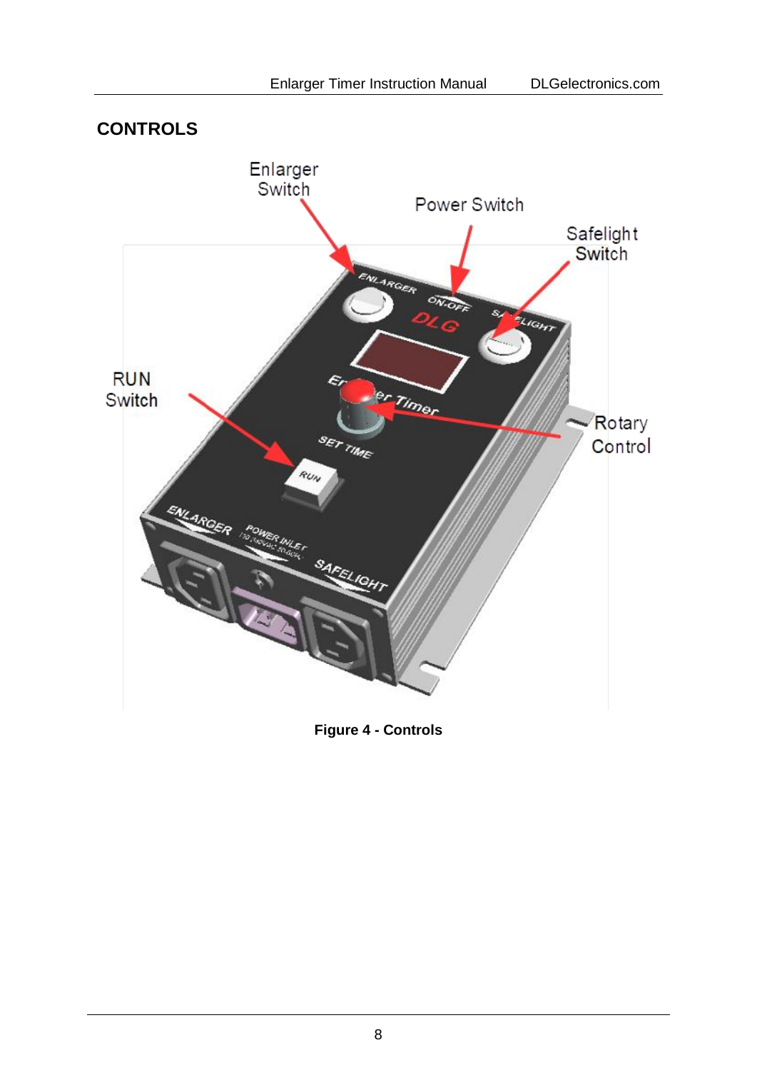## CONTROLS

Figure 4 - Controls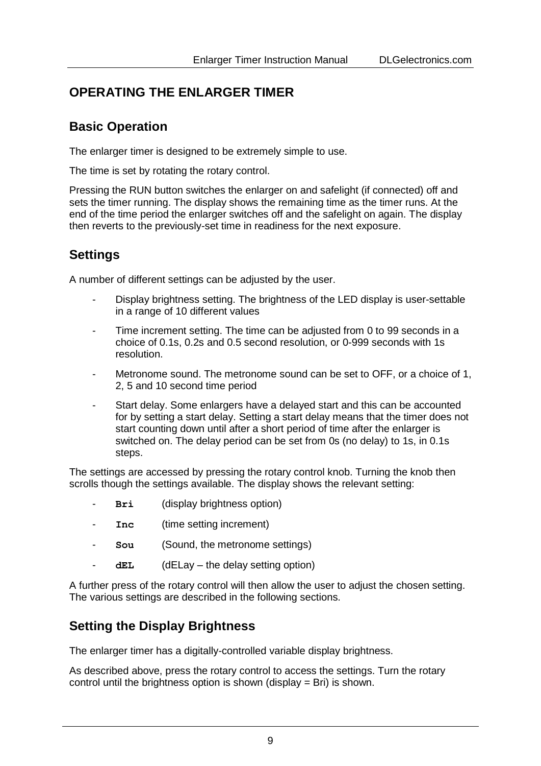# OPERATING THE ENLARGER TIMER

## Basic Operation

The enlarger timer is designed to be extremely simple to use.

The time is set by rotating the rotary control.

Pressing the RUN button switches the enlarger on and safelight (if connected) off and sets the timer running. The display shows the remaining time as the timer runs. At the end of the time period the enlarger switches off and the safelight on again. The display then reverts to the previously-set time in readiness for the next exposure.

## Settings

A number of different settings can be adjusted by the user.

- Display brightness setting. The brightness of the LED display is user-settable in a range of 10 different values
- Time increment setting. The time can be adjusted from 0 to 99 seconds in a choice of 0.1s, 0.2s and 0.5 second resolution, or 0-999 seconds with 1s resolution.
- Metronome sound. The metronome sound can be set to OFF, or a choice of 1, 2, 5 and 10 second time period
- Start delay. Some enlargers have a delayed start and this can be accounted for by setting a start delay. Setting a start delay means that the timer does not start counting down until after a short period of time after the enlarger is switched on. The delay period can be set from 0s (no delay) to 1s, in 0.1s steps.

The settings are accessed by pressing the rotary control knob. Turning the knob then scrolls though the settings available. The display shows the relevant setting:

- **Bri** (display brightness option)
- **Inc** (time setting increment)
- **Sou** (Sound, the metronome settings)
- **dEL** (dELay – the delay setting option)

A further press of the rotary control will then allow the user to adjust the chosen setting. The various settings are described in the following sections.

## Setting the Display Brightness

The enlarger timer has a digitally-controlled variable display brightness.

As described above, press the rotary control to access the settings. Turn the rotary control until the brightness option is shown (display = Bri) is shown.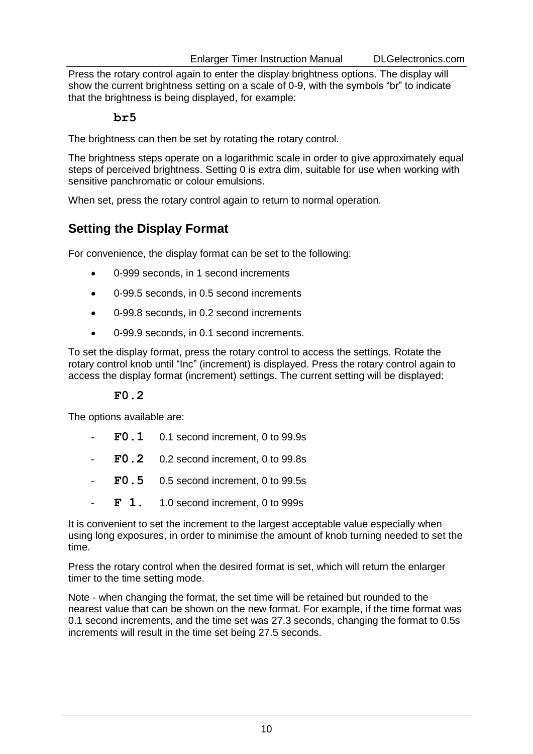Press the rotary control again to enter the display brightness options. The display will show the current brightness setting on a scale of 0-9, with the symbols "br" to indicate that the brightness is being displayed, for example:

**br5**

The brightness can then be set by rotating the rotary control.

The brightness steps operate on a logarithmic scale in order to give approximately equal steps of perceived brightness. Setting 0 is extra dim, suitable for use when working with sensitive panchromatic or colour emulsions.

When set, press the rotary control again to return to normal operation.

## Setting the Display Format

For convenience, the display format can be set to the following:

- 0-999 seconds, in 1 second increments
- 0-99.5 seconds, in 0.5 second increments
- 0-99.8 seconds, in 0.2 second increments
- 0-99.9 seconds, in 0.1 second increments.

To set the display format, press the rotary control to access the settings. Rotate the rotary control knob until "Inc" (increment) is displayed. Press the rotary control again to access the display format (increment) settings. The current setting will be displayed:

**F0.2**

The options available are:

- **F0.1** 0.1 second increment, 0 to 99.9s
- **F0.2** 0.2 second increment, 0 to 99.8s
- **F0.5** 0.5 second increment, 0 to 99.5s
- **F 1.** 1.0 second increment, 0 to 999s

It is convenient to set the increment to the largest acceptable value especially when using long exposures, in order to minimise the amount of knob turning needed to set the time.

Press the rotary control when the desired format is set, which will return the enlarger timer to the time setting mode.

Note - when changing the format, the set time will be retained but rounded to the nearest value that can be shown on the new format. For example, if the time format was 0.1 second increments, and the time set was 27.3 seconds, changing the format to 0.5s increments will result in the time set being 27.5 seconds.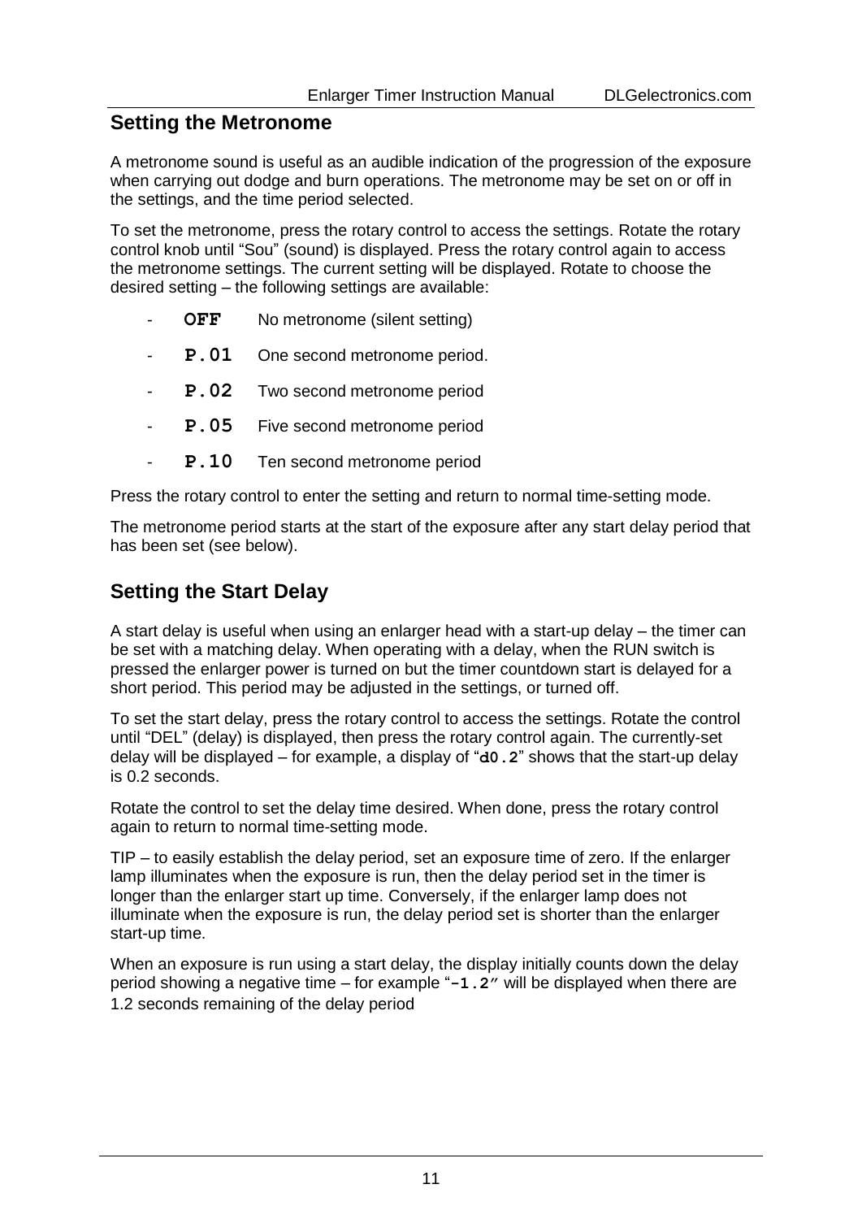## Setting the Metronome

A metronome sound is useful as an audible indication of the progression of the exposure when carrying out dodge and burn operations. The metronome may be set on or off in the settings, and the time period selected.

To set the metronome, press the rotary control to access the settings. Rotate the rotary control knob until “Sou” (sound) is displayed. Press the rotary control again to access the metronome settings. The current setting will be displayed. Rotate to choose the desired setting – the following settings are available:

- **OFF** No metronome (silent setting)
- **P.01** One second metronome period.
- **P.02** Two second metronome period
- **P.05** Five second metronome period
- **P.10** Ten second metronome period

Press the rotary control to enter the setting and return to normal time-setting mode.

The metronome period starts at the start of the exposure after any start delay period that has been set (see below).

## Setting the Start Delay

A start delay is useful when using an enlarger head with a start-up delay – the timer can be set with a matching delay. When operating with a delay, when the RUN switch is pressed the enlarger power is turned on but the timer countdown start is delayed for a short period. This period may be adjusted in the settings, or turned off.

To set the start delay, press the rotary control to access the settings. Rotate the control until “DEL” (delay) is displayed, then press the rotary control again. The currently-set delay will be displayed – for example, a display of “**d0.2**” shows that the start-up delay is 0.2 seconds.

Rotate the control to set the delay time desired. When done, press the rotary control again to return to normal time-setting mode.

TIP – to easily establish the delay period, set an exposure time of zero. If the enlarger lamp illuminates when the exposure is run, then the delay period set in the timer is longer than the enlarger start up time. Conversely, if the enlarger lamp does not illuminate when the exposure is run, the delay period set is shorter than the enlarger start-up time.

When an exposure is run using a start delay, the display initially counts down the delay period showing a negative time – for example “**-1.2**” will be displayed when there are 1.2 seconds remaining of the delay period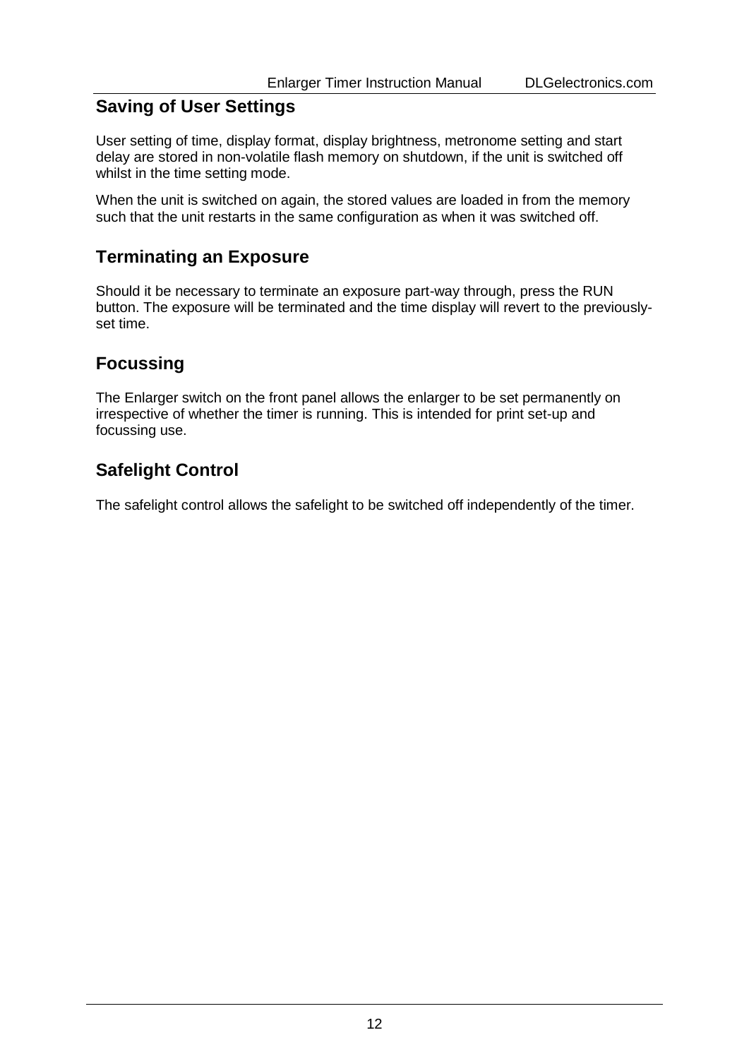## Saving of User Settings

User setting of time, display format, display brightness, metronome setting and start delay are stored in non-volatile flash memory on shutdown, if the unit is switched off whilst in the time setting mode.

When the unit is switched on again, the stored values are loaded in from the memory such that the unit restarts in the same configuration as when it was switched off.

## Terminating an Exposure

Should it be necessary to terminate an exposure part-way through, press the RUN button. The exposure will be terminated and the time display will revert to the previously-set time.

## Focussing

The Enlarger switch on the front panel allows the enlarger to be set permanently on irrespective of whether the timer is running. This is intended for print set-up and focussing use.

## Safelight Control

The safelight control allows the safelight to be switched off independently of the timer.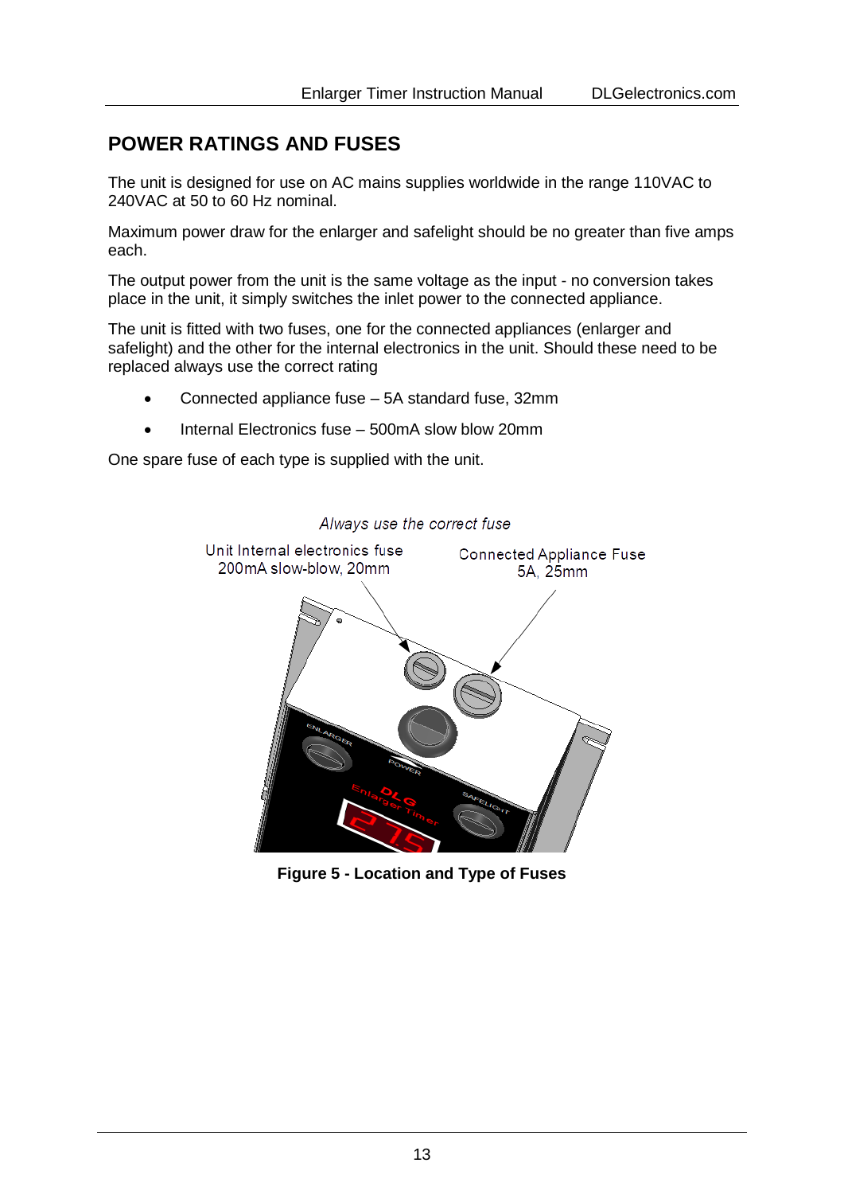## POWER RATINGS AND FUSES

The unit is designed for use on AC mains supplies worldwide in the range 110VAC to 240VAC at 50 to 60 Hz nominal.

Maximum power draw for the enlarger and safelight should be no greater than five amps each.

The output power from the unit is the same voltage as the input - no conversion takes place in the unit, it simply switches the inlet power to the connected appliance.

The unit is fitted with two fuses, one for the connected appliances (enlarger and safelight) and the other for the internal electronics in the unit. Should these need to be replaced always use the correct rating

- Connected appliance fuse – 5A standard fuse, 32mm
- Internal Electronics fuse – 500mA slow blow 20mm

One spare fuse of each type is supplied with the unit.

*Always use the correct fuse*

Unit Internal electronics fuse 200mA slow-blow, 20mm

Connected Appliance Fuse 5A, 25mm

**Figure 5 - Location and Type of Fuses**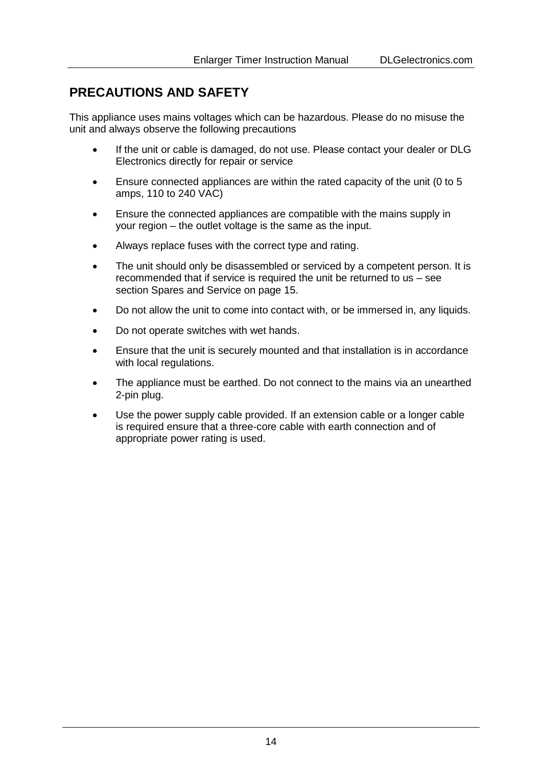## PRECAUTIONS AND SAFETY

This appliance uses mains voltages which can be hazardous. Please do no misuse the unit and always observe the following precautions

- If the unit or cable is damaged, do not use. Please contact your dealer or DLG Electronics directly for repair or service
- Ensure connected appliances are within the rated capacity of the unit (0 to 5 amps, 110 to 240 VAC)
- Ensure the connected appliances are compatible with the mains supply in your region – the outlet voltage is the same as the input.
- Always replace fuses with the correct type and rating.
- The unit should only be disassembled or serviced by a competent person. It is recommended that if service is required the unit be returned to us – see section Spares and Service on page 15.
- Do not allow the unit to come into contact with, or be immersed in, any liquids.
- Do not operate switches with wet hands.
- Ensure that the unit is securely mounted and that installation is in accordance with local regulations.
- The appliance must be earthed. Do not connect to the mains via an unearthed 2-pin plug.
- Use the power supply cable provided. If an extension cable or a longer cable is required ensure that a three-core cable with earth connection and of appropriate power rating is used.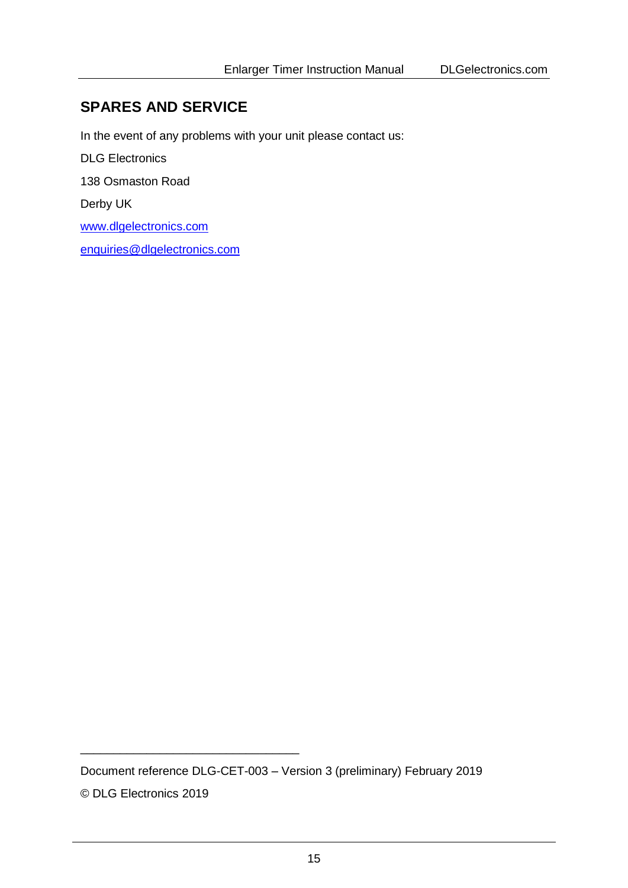## SPARES AND SERVICE

In the event of any problems with your unit please contact us:

DLG Electronics

138 Osmaston Road

Derby UK

www.dlgelectronics.com

enquiries@dlgelectronics.com

---

Document reference DLG-CET-003 – Version 3 (preliminary) February 2019

© DLG Electronics 2019